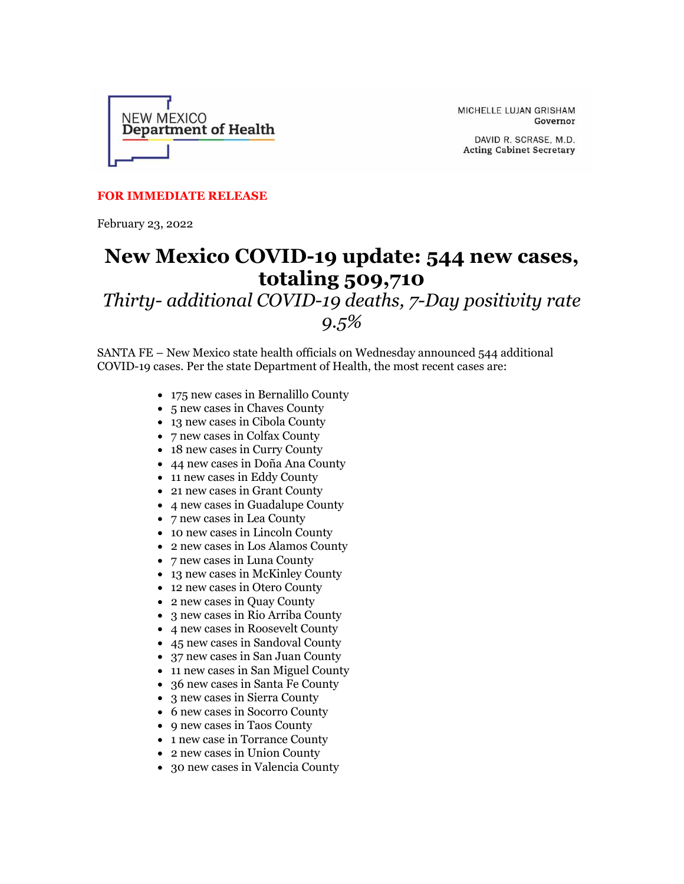NEW MEXICO Department of Health

MICHELLE LUJAN GRISHAM
Governor

DAVID R. SCRASE, M.D.
Acting Cabinet Secretary

**FOR IMMEDIATE RELEASE**

February 23, 2022

# New Mexico COVID-19 update: 544 new cases, totaling 509,710

*Thirty- additional COVID-19 deaths, 7-Day positivity rate 9.5%*

SANTA FE – New Mexico state health officials on Wednesday announced 544 additional COVID-19 cases. Per the state Department of Health, the most recent cases are:

- 175 new cases in Bernalillo County
- 5 new cases in Chaves County
- 13 new cases in Cibola County
- 7 new cases in Colfax County
- 18 new cases in Curry County
- 44 new cases in Doña Ana County
- 11 new cases in Eddy County
- 21 new cases in Grant County
- 4 new cases in Guadalupe County
- 7 new cases in Lea County
- 10 new cases in Lincoln County
- 2 new cases in Los Alamos County
- 7 new cases in Luna County
- 13 new cases in McKinley County
- 12 new cases in Otero County
- 2 new cases in Quay County
- 3 new cases in Rio Arriba County
- 4 new cases in Roosevelt County
- 45 new cases in Sandoval County
- 37 new cases in San Juan County
- 11 new cases in San Miguel County
- 36 new cases in Santa Fe County
- 3 new cases in Sierra County
- 6 new cases in Socorro County
- 9 new cases in Taos County
- 1 new case in Torrance County
- 2 new cases in Union County
- 30 new cases in Valencia County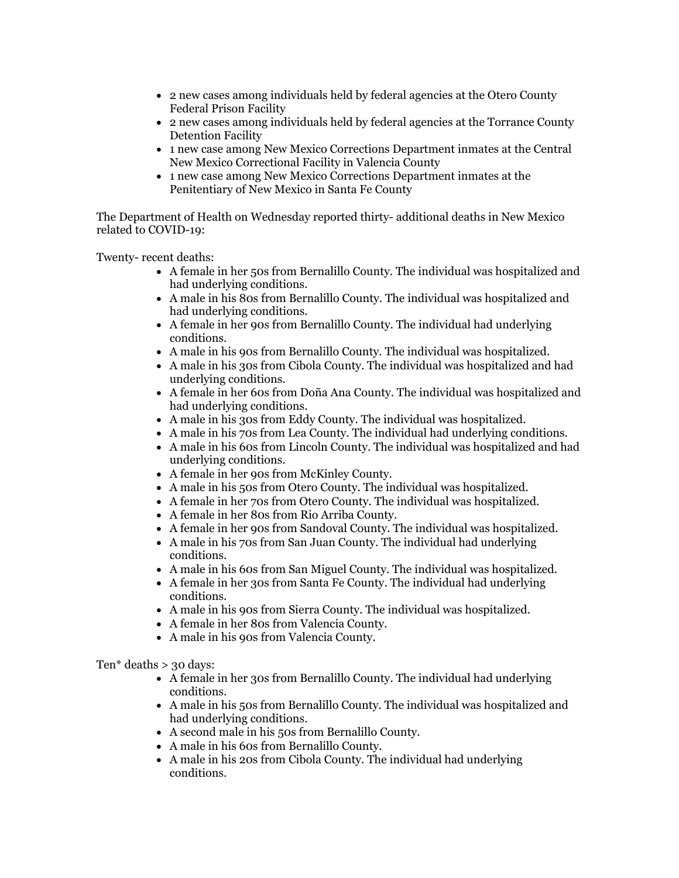- 2 new cases among individuals held by federal agencies at the Otero County Federal Prison Facility
- 2 new cases among individuals held by federal agencies at the Torrance County Detention Facility
- 1 new case among New Mexico Corrections Department inmates at the Central New Mexico Correctional Facility in Valencia County
- 1 new case among New Mexico Corrections Department inmates at the Penitentiary of New Mexico in Santa Fe County

The Department of Health on Wednesday reported thirty- additional deaths in New Mexico related to COVID-19:

Twenty- recent deaths:

- A female in her 50s from Bernalillo County. The individual was hospitalized and had underlying conditions.
- A male in his 80s from Bernalillo County. The individual was hospitalized and had underlying conditions.
- A female in her 90s from Bernalillo County. The individual had underlying conditions.
- A male in his 90s from Bernalillo County. The individual was hospitalized.
- A male in his 30s from Cibola County. The individual was hospitalized and had underlying conditions.
- A female in her 60s from Doña Ana County. The individual was hospitalized and had underlying conditions.
- A male in his 30s from Eddy County. The individual was hospitalized.
- A male in his 70s from Lea County. The individual had underlying conditions.
- A male in his 60s from Lincoln County. The individual was hospitalized and had underlying conditions.
- A female in her 90s from McKinley County.
- A male in his 50s from Otero County. The individual was hospitalized.
- A female in her 70s from Otero County. The individual was hospitalized.
- A female in her 80s from Rio Arriba County.
- A female in her 90s from Sandoval County. The individual was hospitalized.
- A male in his 70s from San Juan County. The individual had underlying conditions.
- A male in his 60s from San Miguel County. The individual was hospitalized.
- A female in her 30s from Santa Fe County. The individual had underlying conditions.
- A male in his 90s from Sierra County. The individual was hospitalized.
- A female in her 80s from Valencia County.
- A male in his 90s from Valencia County.

Ten* deaths > 30 days:

- A female in her 30s from Bernalillo County. The individual had underlying conditions.
- A male in his 50s from Bernalillo County. The individual was hospitalized and had underlying conditions.
- A second male in his 50s from Bernalillo County.
- A male in his 60s from Bernalillo County.
- A male in his 20s from Cibola County. The individual had underlying conditions.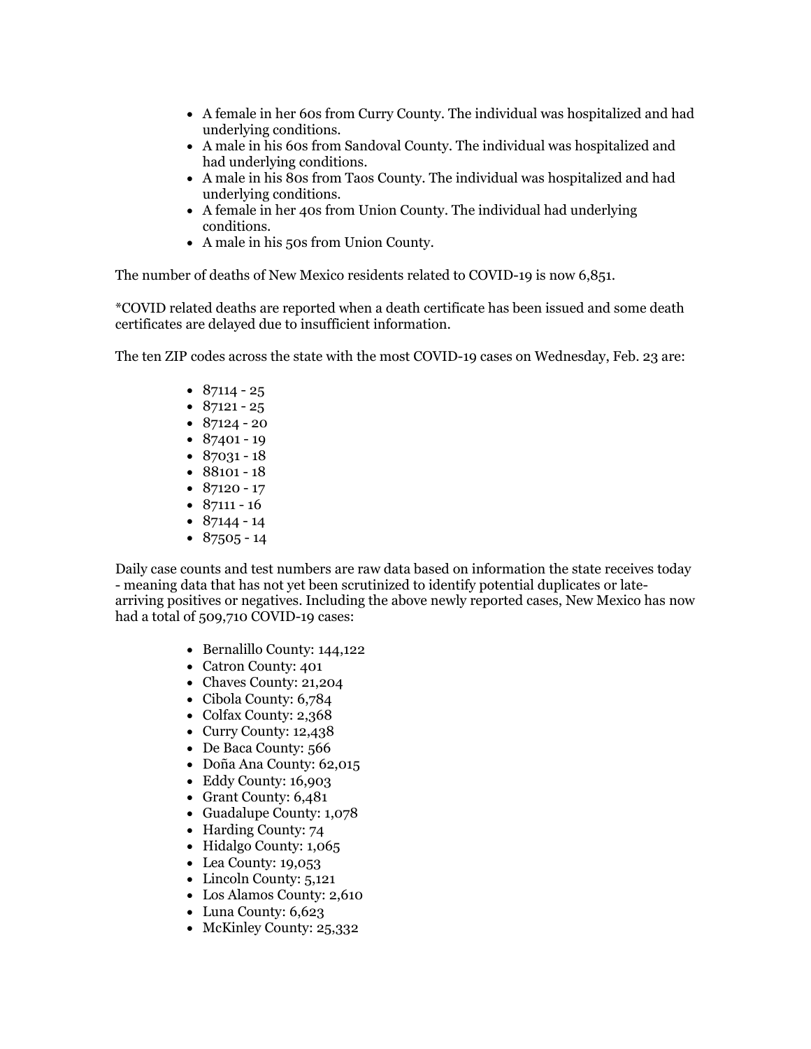- A female in her 60s from Curry County. The individual was hospitalized and had underlying conditions.
- A male in his 60s from Sandoval County. The individual was hospitalized and had underlying conditions.
- A male in his 80s from Taos County. The individual was hospitalized and had underlying conditions.
- A female in her 40s from Union County. The individual had underlying conditions.
- A male in his 50s from Union County.

The number of deaths of New Mexico residents related to COVID-19 is now 6,851.

*COVID related deaths are reported when a death certificate has been issued and some death certificates are delayed due to insufficient information.

The ten ZIP codes across the state with the most COVID-19 cases on Wednesday, Feb. 23 are:

- 87114 - 25
- 87121 - 25
- 87124 - 20
- 87401 - 19
- 87031 - 18
- 88101 - 18
- 87120 - 17
- 87111 - 16
- 87144 - 14
- 87505 - 14

Daily case counts and test numbers are raw data based on information the state receives today - meaning data that has not yet been scrutinized to identify potential duplicates or late-arriving positives or negatives. Including the above newly reported cases, New Mexico has now had a total of 509,710 COVID-19 cases:

- Bernalillo County: 144,122
- Catron County: 401
- Chaves County: 21,204
- Cibola County: 6,784
- Colfax County: 2,368
- Curry County: 12,438
- De Baca County: 566
- Doña Ana County: 62,015
- Eddy County: 16,903
- Grant County: 6,481
- Guadalupe County: 1,078
- Harding County: 74
- Hidalgo County: 1,065
- Lea County: 19,053
- Lincoln County: 5,121
- Los Alamos County: 2,610
- Luna County: 6,623
- McKinley County: 25,332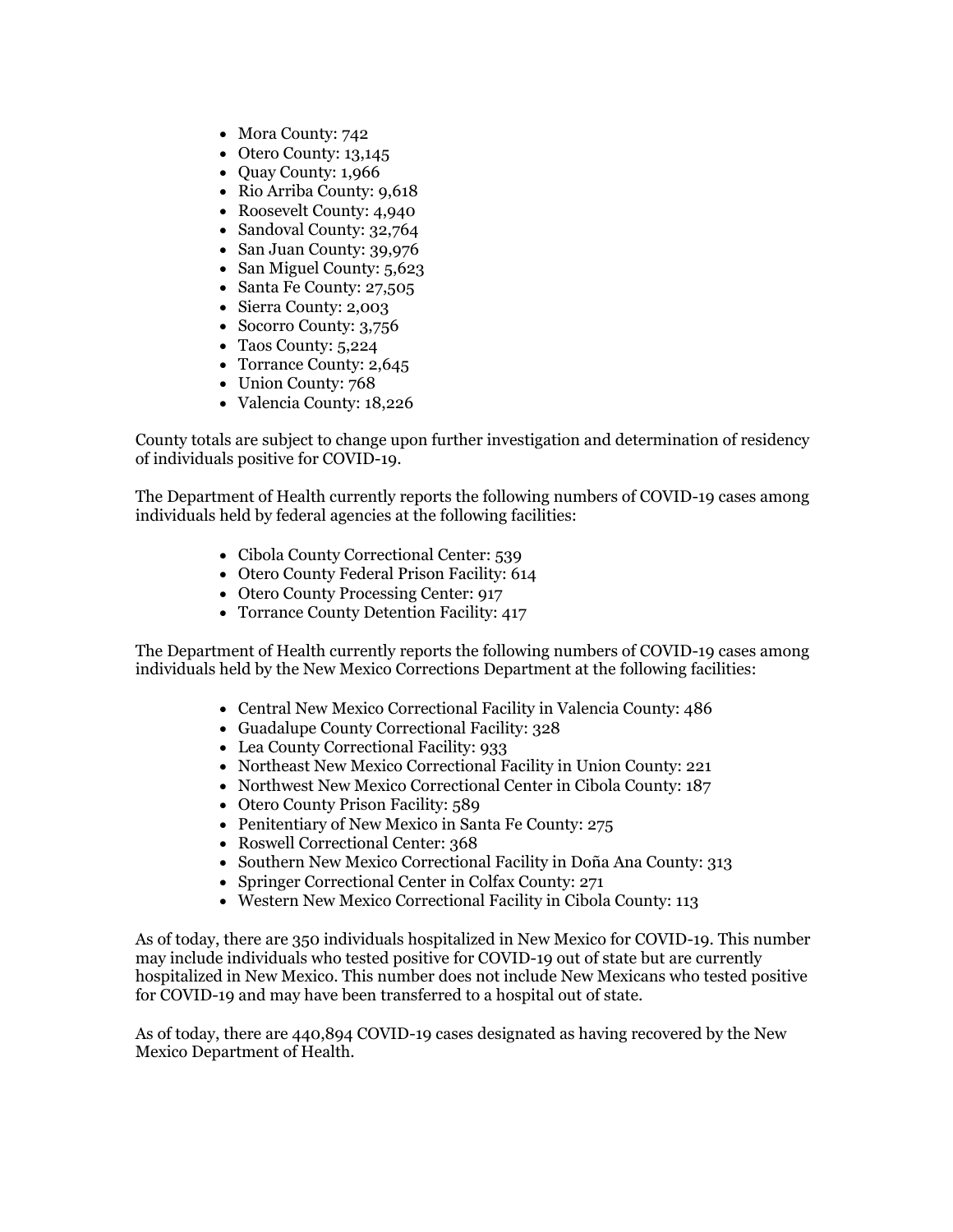- Mora County: 742
- Otero County: 13,145
- Quay County: 1,966
- Rio Arriba County: 9,618
- Roosevelt County: 4,940
- Sandoval County: 32,764
- San Juan County: 39,976
- San Miguel County: 5,623
- Santa Fe County: 27,505
- Sierra County: 2,003
- Socorro County: 3,756
- Taos County: 5,224
- Torrance County: 2,645
- Union County: 768
- Valencia County: 18,226

County totals are subject to change upon further investigation and determination of residency of individuals positive for COVID-19.

The Department of Health currently reports the following numbers of COVID-19 cases among individuals held by federal agencies at the following facilities:

- Cibola County Correctional Center: 539
- Otero County Federal Prison Facility: 614
- Otero County Processing Center: 917
- Torrance County Detention Facility: 417

The Department of Health currently reports the following numbers of COVID-19 cases among individuals held by the New Mexico Corrections Department at the following facilities:

- Central New Mexico Correctional Facility in Valencia County: 486
- Guadalupe County Correctional Facility: 328
- Lea County Correctional Facility: 933
- Northeast New Mexico Correctional Facility in Union County: 221
- Northwest New Mexico Correctional Center in Cibola County: 187
- Otero County Prison Facility: 589
- Penitentiary of New Mexico in Santa Fe County: 275
- Roswell Correctional Center: 368
- Southern New Mexico Correctional Facility in Doña Ana County: 313
- Springer Correctional Center in Colfax County: 271
- Western New Mexico Correctional Facility in Cibola County: 113

As of today, there are 350 individuals hospitalized in New Mexico for COVID-19. This number may include individuals who tested positive for COVID-19 out of state but are currently hospitalized in New Mexico. This number does not include New Mexicans who tested positive for COVID-19 and may have been transferred to a hospital out of state.

As of today, there are 440,894 COVID-19 cases designated as having recovered by the New Mexico Department of Health.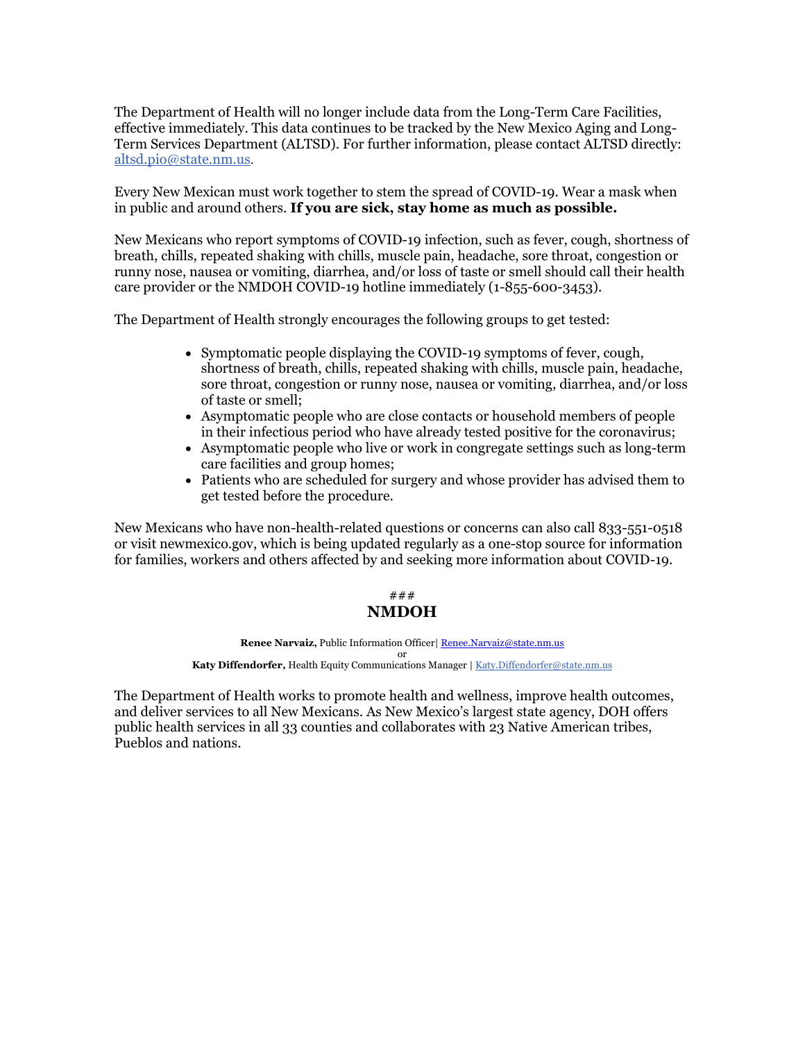The Department of Health will no longer include data from the Long-Term Care Facilities, effective immediately. This data continues to be tracked by the New Mexico Aging and Long-Term Services Department (ALTSD). For further information, please contact ALTSD directly: altsd.pio@state.nm.us.

Every New Mexican must work together to stem the spread of COVID-19. Wear a mask when in public and around others. **If you are sick, stay home as much as possible.**

New Mexicans who report symptoms of COVID-19 infection, such as fever, cough, shortness of breath, chills, repeated shaking with chills, muscle pain, headache, sore throat, congestion or runny nose, nausea or vomiting, diarrhea, and/or loss of taste or smell should call their health care provider or the NMDOH COVID-19 hotline immediately (1-855-600-3453).

The Department of Health strongly encourages the following groups to get tested:

- Symptomatic people displaying the COVID-19 symptoms of fever, cough, shortness of breath, chills, repeated shaking with chills, muscle pain, headache, sore throat, congestion or runny nose, nausea or vomiting, diarrhea, and/or loss of taste or smell;
- Asymptomatic people who are close contacts or household members of people in their infectious period who have already tested positive for the coronavirus;
- Asymptomatic people who live or work in congregate settings such as long-term care facilities and group homes;
- Patients who are scheduled for surgery and whose provider has advised them to get tested before the procedure.

New Mexicans who have non-health-related questions or concerns can also call 833-551-0518 or visit newmexico.gov, which is being updated regularly as a one-stop source for information for families, workers and others affected by and seeking more information about COVID-19.

###

**NMDOH**

**Renee Narvaiz,** Public Information Officer| Renee.Narvaiz@state.nm.us
or
**Katy Diffendorfer,** Health Equity Communications Manager | Katy.Diffendorfer@state.nm.us

The Department of Health works to promote health and wellness, improve health outcomes, and deliver services to all New Mexicans. As New Mexico's largest state agency, DOH offers public health services in all 33 counties and collaborates with 23 Native American tribes, Pueblos and nations.